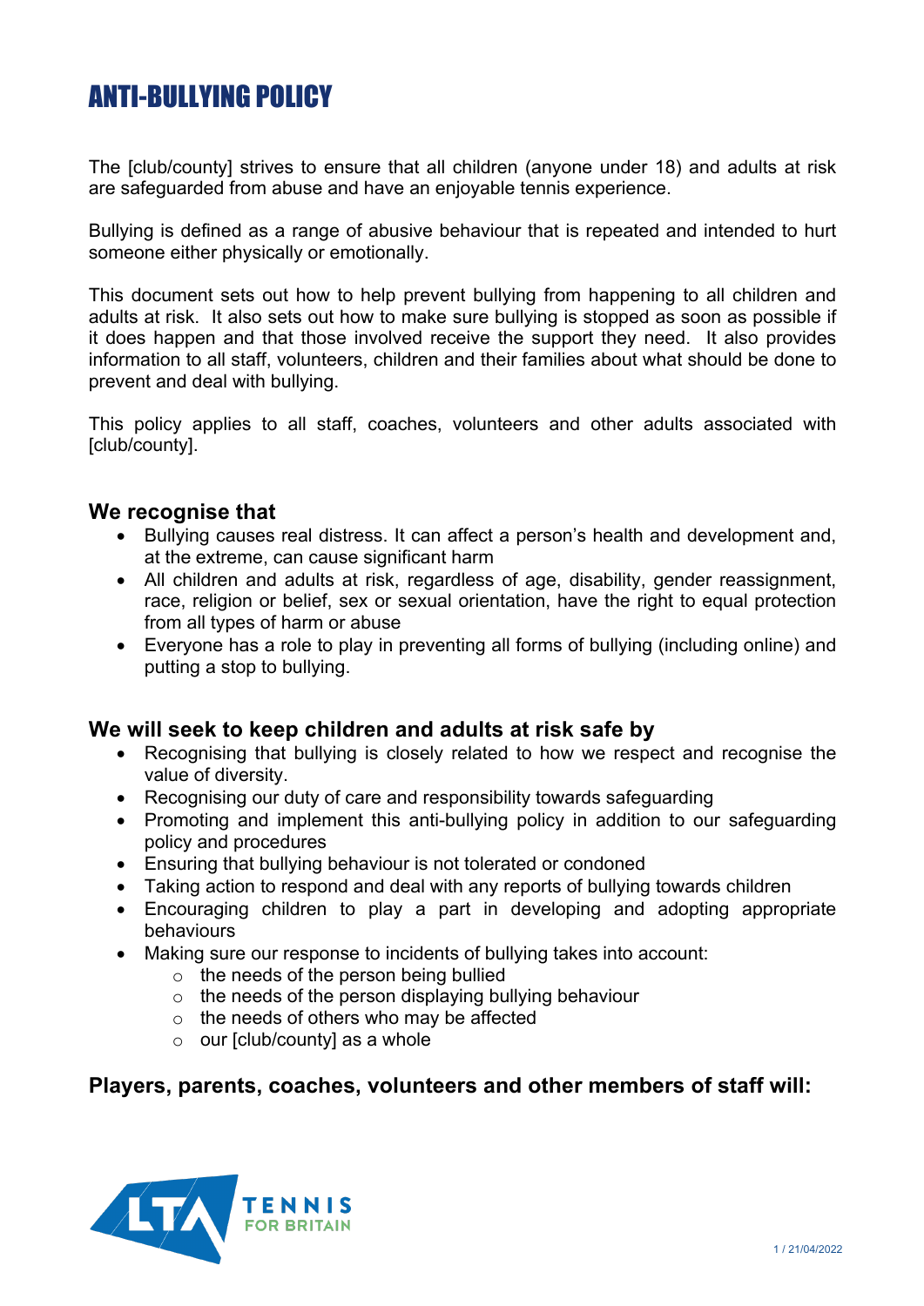# ANTI-BULLYING POLICY

The [club/county] strives to ensure that all children (anyone under 18) and adults at risk are safeguarded from abuse and have an enjoyable tennis experience.

Bullying is defined as a range of abusive behaviour that is repeated and intended to hurt someone either physically or emotionally.

This document sets out how to help prevent bullying from happening to all children and adults at risk. It also sets out how to make sure bullying is stopped as soon as possible if it does happen and that those involved receive the support they need. It also provides information to all staff, volunteers, children and their families about what should be done to prevent and deal with bullying.

This policy applies to all staff, coaches, volunteers and other adults associated with [club/county].

## We recognise that

- Bullying causes real distress. It can affect a person's health and development and, at the extreme, can cause significant harm
- All children and adults at risk, regardless of age, disability, gender reassignment, race, religion or belief, sex or sexual orientation, have the right to equal protection from all types of harm or abuse
- Everyone has a role to play in preventing all forms of bullying (including online) and putting a stop to bullying.

## We will seek to keep children and adults at risk safe by

- Recognising that bullying is closely related to how we respect and recognise the value of diversity.
- Recognising our duty of care and responsibility towards safeguarding
- Promoting and implement this anti-bullying policy in addition to our safeguarding policy and procedures
- Ensuring that bullying behaviour is not tolerated or condoned
- Taking action to respond and deal with any reports of bullying towards children
- Encouraging children to play a part in developing and adopting appropriate behaviours
- Making sure our response to incidents of bullying takes into account:
  - the needs of the person being bullied
  - the needs of the person displaying bullying behaviour
  - the needs of others who may be affected
  - our [club/county] as a whole

## Players, parents, coaches, volunteers and other members of staff will: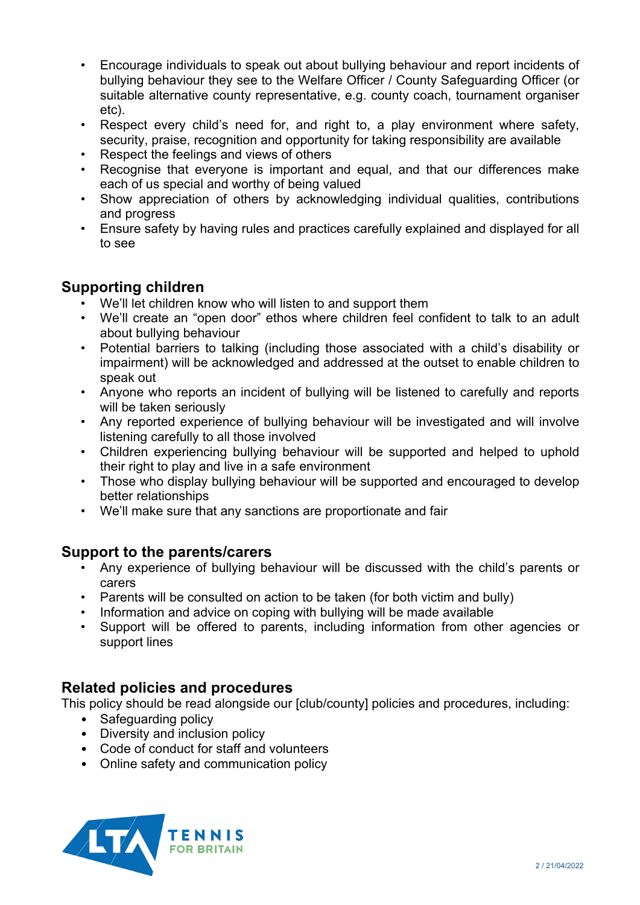- Encourage individuals to speak out about bullying behaviour and report incidents of bullying behaviour they see to the Welfare Officer / County Safeguarding Officer (or suitable alternative county representative, e.g. county coach, tournament organiser etc).
- Respect every child's need for, and right to, a play environment where safety, security, praise, recognition and opportunity for taking responsibility are available
- Respect the feelings and views of others
- Recognise that everyone is important and equal, and that our differences make each of us special and worthy of being valued
- Show appreciation of others by acknowledging individual qualities, contributions and progress
- Ensure safety by having rules and practices carefully explained and displayed for all to see

## Supporting children

- We'll let children know who will listen to and support them
- We'll create an "open door" ethos where children feel confident to talk to an adult about bullying behaviour
- Potential barriers to talking (including those associated with a child's disability or impairment) will be acknowledged and addressed at the outset to enable children to speak out
- Anyone who reports an incident of bullying will be listened to carefully and reports will be taken seriously
- Any reported experience of bullying behaviour will be investigated and will involve listening carefully to all those involved
- Children experiencing bullying behaviour will be supported and helped to uphold their right to play and live in a safe environment
- Those who display bullying behaviour will be supported and encouraged to develop better relationships
- We'll make sure that any sanctions are proportionate and fair

## Support to the parents/carers

- Any experience of bullying behaviour will be discussed with the child's parents or carers
- Parents will be consulted on action to be taken (for both victim and bully)
- Information and advice on coping with bullying will be made available
- Support will be offered to parents, including information from other agencies or support lines

## Related policies and procedures

This policy should be read alongside our [club/county] policies and procedures, including:

- Safeguarding policy
- Diversity and inclusion policy
- Code of conduct for staff and volunteers
- Online safety and communication policy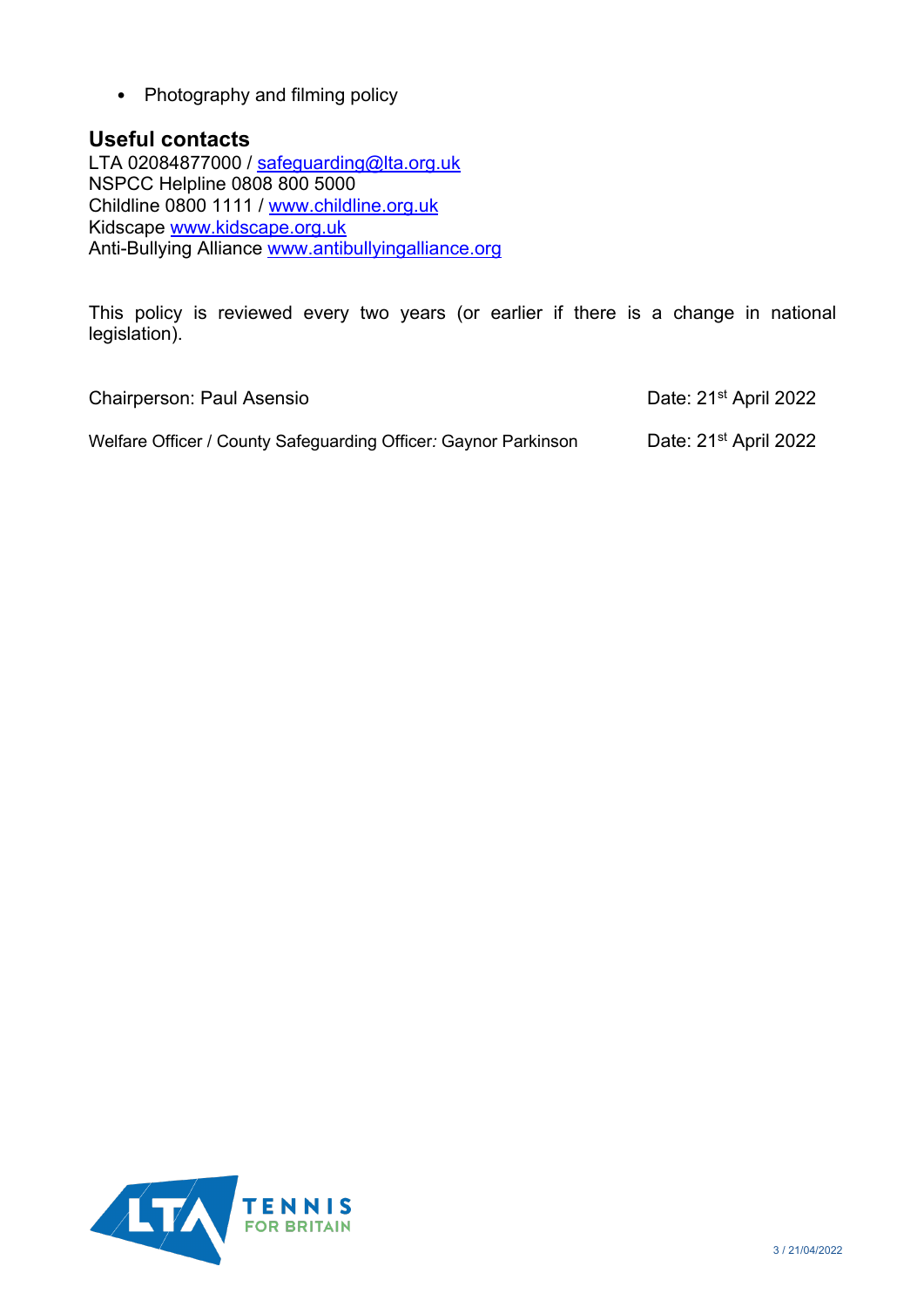- Photography and filming policy

## Useful contacts

LTA 02084877000 / safeguarding@lta.org.uk
NSPCC Helpline 0808 800 5000
Childline 0800 1111 / www.childline.org.uk
Kidscape www.kidscape.org.uk
Anti-Bullying Alliance www.antibullyingalliance.org

This policy is reviewed every two years (or earlier if there is a change in national legislation).

Chairperson: Paul Asensio Date: 21st April 2022

Welfare Officer / County Safeguarding Officer: Gaynor Parkinson Date: 21st April 2022